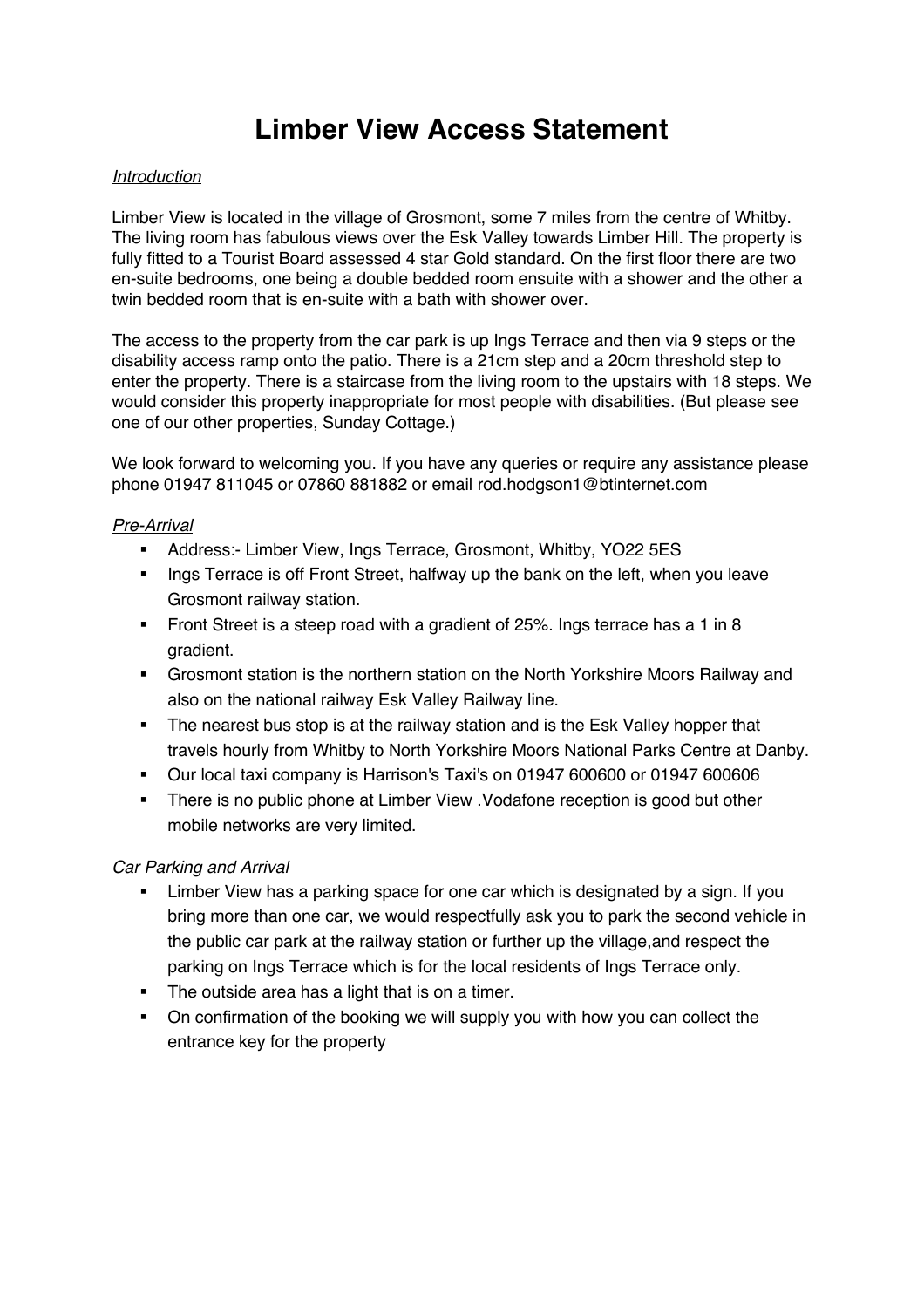# Limber View Access Statement

*Introduction*

Limber View is located in the village of Grosmont, some 7 miles from the centre of Whitby. The living room has fabulous views over the Esk Valley towards Limber Hill. The property is fully fitted to a Tourist Board assessed 4 star Gold standard. On the first floor there are two en-suite bedrooms, one being a double bedded room ensuite with a shower and the other a twin bedded room that is en-suite with a bath with shower over.

The access to the property from the car park is up Ings Terrace and then via 9 steps or the disability access ramp onto the patio. There is a 21cm step and a 20cm threshold step to enter the property. There is a staircase from the living room to the upstairs with 18 steps. We would consider this property inappropriate for most people with disabilities. (But please see one of our other properties, Sunday Cottage.)

We look forward to welcoming you. If you have any queries or require any assistance please phone 01947 811045 or 07860 881882 or email rod.hodgson1@btinternet.com

*Pre-Arrival*

- Address:- Limber View, Ings Terrace, Grosmont, Whitby, YO22 5ES
- Ings Terrace is off Front Street, halfway up the bank on the left, when you leave Grosmont railway station.
- Front Street is a steep road with a gradient of 25%. Ings terrace has a 1 in 8 gradient.
- Grosmont station is the northern station on the North Yorkshire Moors Railway and also on the national railway Esk Valley Railway line.
- The nearest bus stop is at the railway station and is the Esk Valley hopper that travels hourly from Whitby to North Yorkshire Moors National Parks Centre at Danby.
- Our local taxi company is Harrison's Taxi's on 01947 600600 or 01947 600606
- There is no public phone at Limber View .Vodafone reception is good but other mobile networks are very limited.

*Car Parking and Arrival*

- Limber View has a parking space for one car which is designated by a sign. If you bring more than one car, we would respectfully ask you to park the second vehicle in the public car park at the railway station or further up the village,and respect the parking on Ings Terrace which is for the local residents of Ings Terrace only.
- The outside area has a light that is on a timer.
- On confirmation of the booking we will supply you with how you can collect the entrance key for the property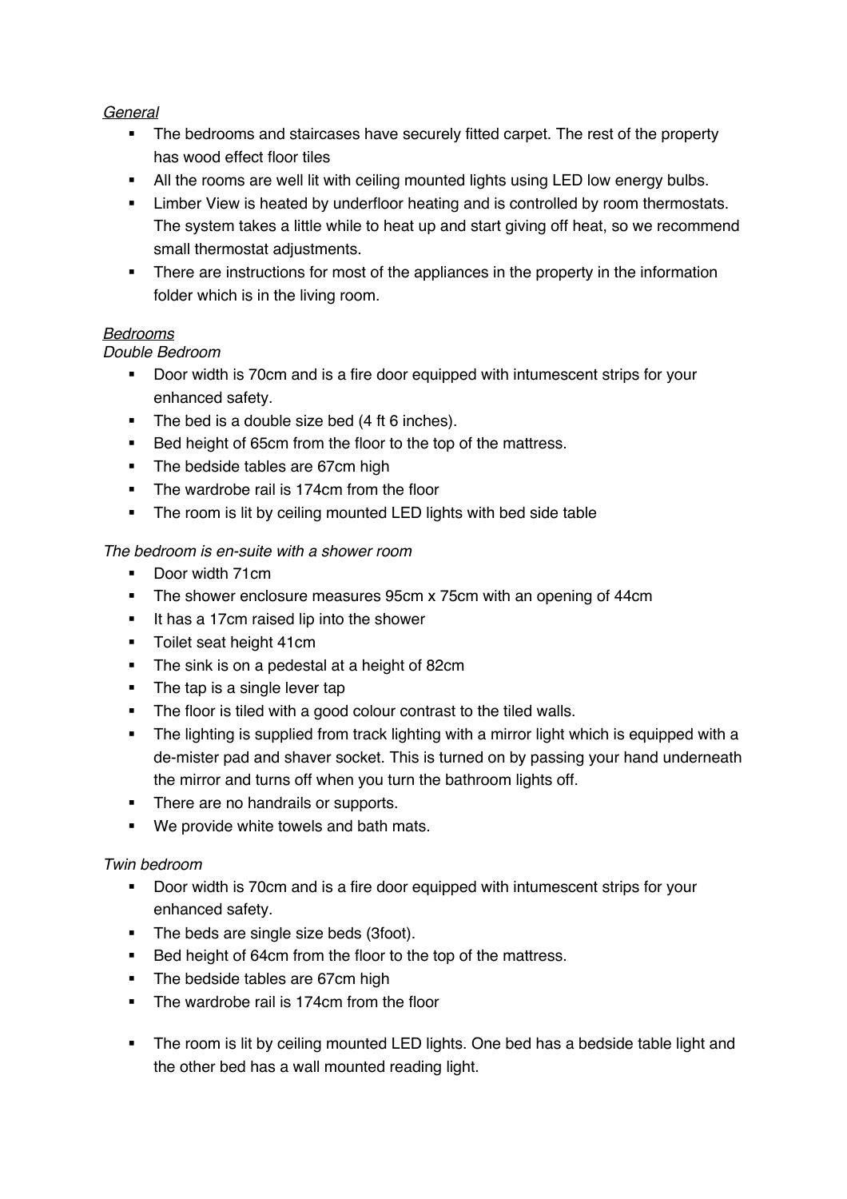*General*

- The bedrooms and staircases have securely fitted carpet. The rest of the property has wood effect floor tiles
- All the rooms are well lit with ceiling mounted lights using LED low energy bulbs.
- Limber View is heated by underfloor heating and is controlled by room thermostats. The system takes a little while to heat up and start giving off heat, so we recommend small thermostat adjustments.
- There are instructions for most of the appliances in the property in the information folder which is in the living room.

*Bedrooms*

*Double Bedroom*

- Door width is 70cm and is a fire door equipped with intumescent strips for your enhanced safety.
- The bed is a double size bed (4 ft 6 inches).
- Bed height of 65cm from the floor to the top of the mattress.
- The bedside tables are 67cm high
- The wardrobe rail is 174cm from the floor
- The room is lit by ceiling mounted LED lights with bed side table

*The bedroom is en-suite with a shower room*

- Door width 71cm
- The shower enclosure measures 95cm x 75cm with an opening of 44cm
- It has a 17cm raised lip into the shower
- Toilet seat height 41cm
- The sink is on a pedestal at a height of 82cm
- The tap is a single lever tap
- The floor is tiled with a good colour contrast to the tiled walls.
- The lighting is supplied from track lighting with a mirror light which is equipped with a de-mister pad and shaver socket. This is turned on by passing your hand underneath the mirror and turns off when you turn the bathroom lights off.
- There are no handrails or supports.
- We provide white towels and bath mats.

*Twin bedroom*

- Door width is 70cm and is a fire door equipped with intumescent strips for your enhanced safety.
- The beds are single size beds (3foot).
- Bed height of 64cm from the floor to the top of the mattress.
- The bedside tables are 67cm high
- The wardrobe rail is 174cm from the floor
- The room is lit by ceiling mounted LED lights. One bed has a bedside table light and the other bed has a wall mounted reading light.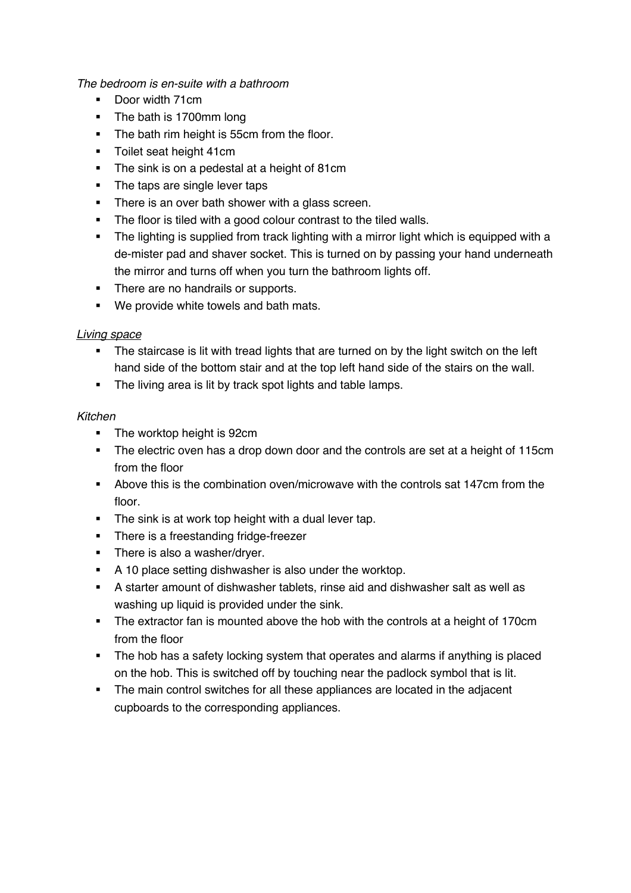*The bedroom is en-suite with a bathroom*

- Door width 71cm
- The bath is 1700mm long
- The bath rim height is 55cm from the floor.
- Toilet seat height 41cm
- The sink is on a pedestal at a height of 81cm
- The taps are single lever taps
- There is an over bath shower with a glass screen.
- The floor is tiled with a good colour contrast to the tiled walls.
- The lighting is supplied from track lighting with a mirror light which is equipped with a de-mister pad and shaver socket. This is turned on by passing your hand underneath the mirror and turns off when you turn the bathroom lights off.
- There are no handrails or supports.
- We provide white towels and bath mats.

*Living space*

- The staircase is lit with tread lights that are turned on by the light switch on the left hand side of the bottom stair and at the top left hand side of the stairs on the wall.
- The living area is lit by track spot lights and table lamps.

*Kitchen*

- The worktop height is 92cm
- The electric oven has a drop down door and the controls are set at a height of 115cm from the floor
- Above this is the combination oven/microwave with the controls sat 147cm from the floor.
- The sink is at work top height with a dual lever tap.
- There is a freestanding fridge-freezer
- There is also a washer/dryer.
- A 10 place setting dishwasher is also under the worktop.
- A starter amount of dishwasher tablets, rinse aid and dishwasher salt as well as washing up liquid is provided under the sink.
- The extractor fan is mounted above the hob with the controls at a height of 170cm from the floor
- The hob has a safety locking system that operates and alarms if anything is placed on the hob. This is switched off by touching near the padlock symbol that is lit.
- The main control switches for all these appliances are located in the adjacent cupboards to the corresponding appliances.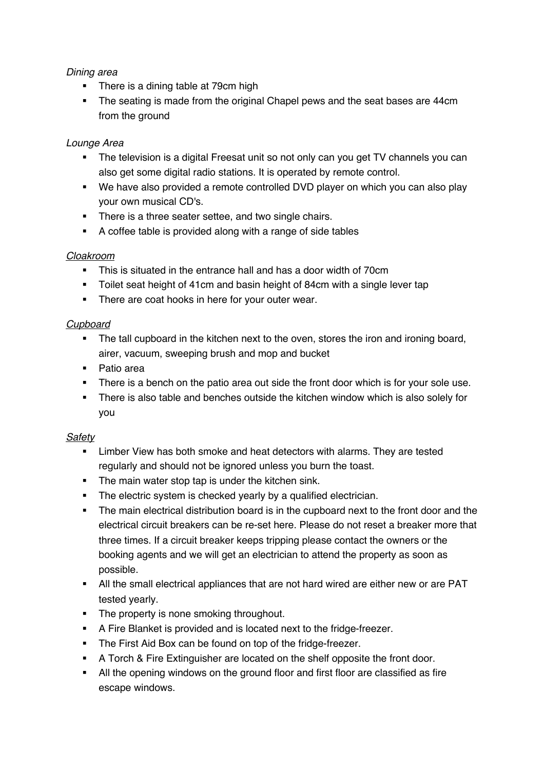*Dining area*

- There is a dining table at 79cm high
- The seating is made from the original Chapel pews and the seat bases are 44cm from the ground

*Lounge Area*

- The television is a digital Freesat unit so not only can you get TV channels you can also get some digital radio stations. It is operated by remote control.
- We have also provided a remote controlled DVD player on which you can also play your own musical CD's.
- There is a three seater settee, and two single chairs.
- A coffee table is provided along with a range of side tables

*<u>Cloakroom</u>*

- This is situated in the entrance hall and has a door width of 70cm
- Toilet seat height of 41cm and basin height of 84cm with a single lever tap
- There are coat hooks in here for your outer wear.

*<u>Cupboard</u>*

- The tall cupboard in the kitchen next to the oven, stores the iron and ironing board, airer, vacuum, sweeping brush and mop and bucket
- Patio area
- There is a bench on the patio area out side the front door which is for your sole use.
- There is also table and benches outside the kitchen window which is also solely for you

*<u>Safety</u>*

- Limber View has both smoke and heat detectors with alarms. They are tested regularly and should not be ignored unless you burn the toast.
- The main water stop tap is under the kitchen sink.
- The electric system is checked yearly by a qualified electrician.
- The main electrical distribution board is in the cupboard next to the front door and the electrical circuit breakers can be re-set here. Please do not reset a breaker more that three times. If a circuit breaker keeps tripping please contact the owners or the booking agents and we will get an electrician to attend the property as soon as possible.
- All the small electrical appliances that are not hard wired are either new or are PAT tested yearly.
- The property is none smoking throughout.
- A Fire Blanket is provided and is located next to the fridge-freezer.
- The First Aid Box can be found on top of the fridge-freezer.
- A Torch & Fire Extinguisher are located on the shelf opposite the front door.
- All the opening windows on the ground floor and first floor are classified as fire escape windows.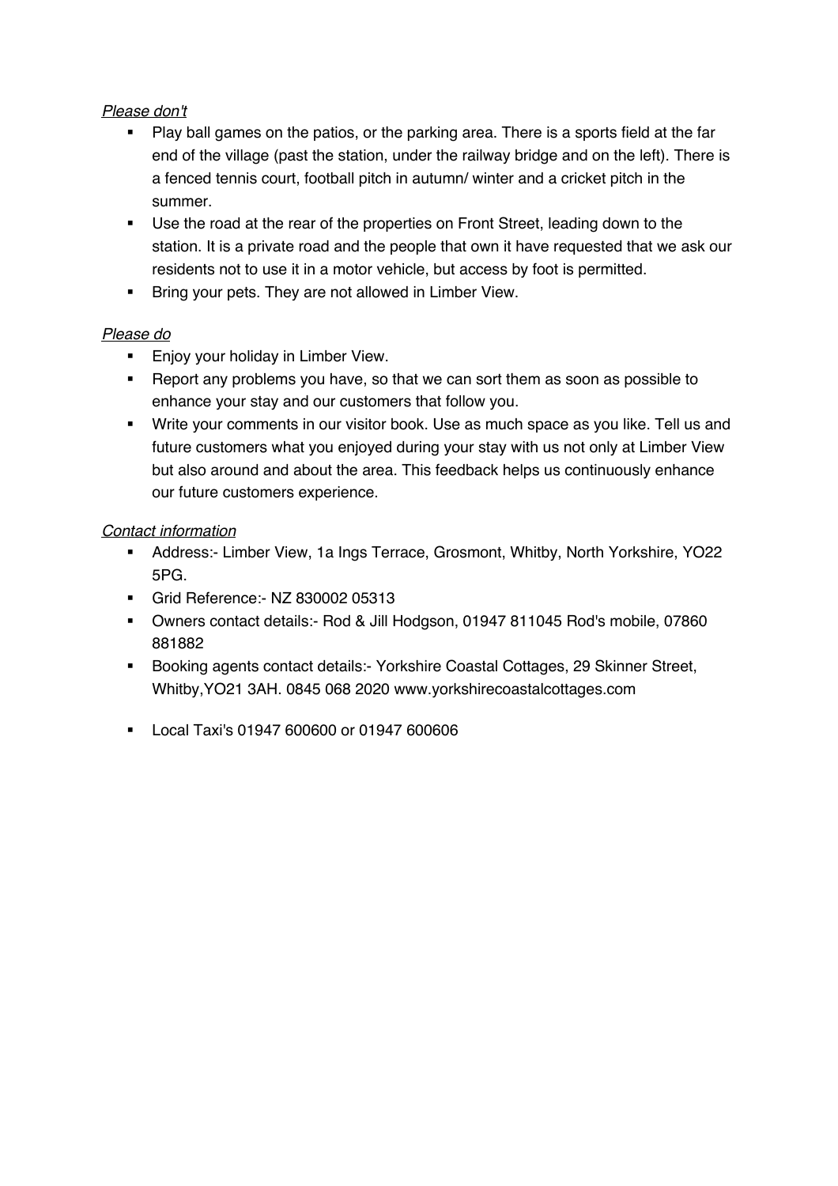*Please don't*

- Play ball games on the patios, or the parking area. There is a sports field at the far end of the village (past the station, under the railway bridge and on the left). There is a fenced tennis court, football pitch in autumn/ winter and a cricket pitch in the summer.
- Use the road at the rear of the properties on Front Street, leading down to the station. It is a private road and the people that own it have requested that we ask our residents not to use it in a motor vehicle, but access by foot is permitted.
- Bring your pets. They are not allowed in Limber View.

*Please do*

- Enjoy your holiday in Limber View.
- Report any problems you have, so that we can sort them as soon as possible to enhance your stay and our customers that follow you.
- Write your comments in our visitor book. Use as much space as you like. Tell us and future customers what you enjoyed during your stay with us not only at Limber View but also around and about the area. This feedback helps us continuously enhance our future customers experience.

*Contact information*

- Address:- Limber View, 1a Ings Terrace, Grosmont, Whitby, North Yorkshire, YO22 5PG.
- Grid Reference:- NZ 830002 05313
- Owners contact details:- Rod & Jill Hodgson, 01947 811045 Rod's mobile, 07860 881882
- Booking agents contact details:- Yorkshire Coastal Cottages, 29 Skinner Street, Whitby,YO21 3AH. 0845 068 2020 www.yorkshirecoastalcottages.com

- Local Taxi's 01947 600600 or 01947 600606